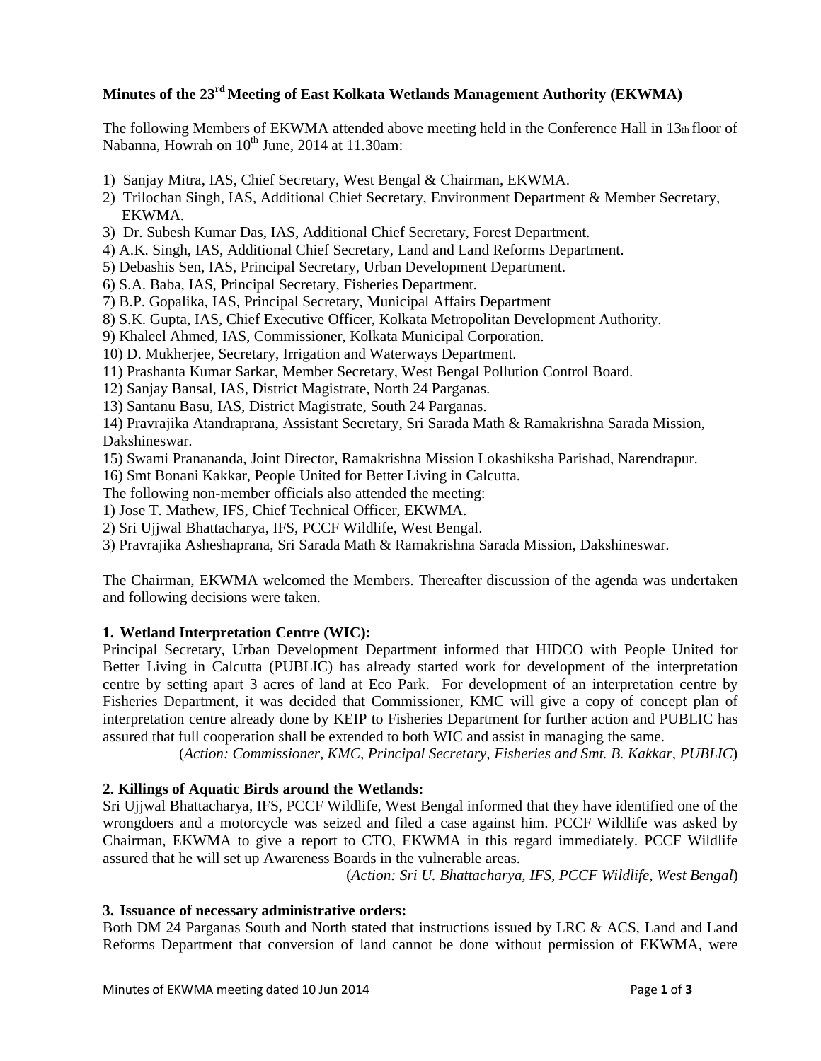# Minutes of the 23rd Meeting of East Kolkata Wetlands Management Authority (EKWMA)

The following Members of EKWMA attended above meeting held in the Conference Hall in 13th floor of Nabanna, Howrah on 10th June, 2014 at 11.30am:

1) Sanjay Mitra, IAS, Chief Secretary, West Bengal & Chairman, EKWMA.
2) Trilochan Singh, IAS, Additional Chief Secretary, Environment Department & Member Secretary, EKWMA.
3) Dr. Subesh Kumar Das, IAS, Additional Chief Secretary, Forest Department.
4) A.K. Singh, IAS, Additional Chief Secretary, Land and Land Reforms Department.
5) Debashis Sen, IAS, Principal Secretary, Urban Development Department.
6) S.A. Baba, IAS, Principal Secretary, Fisheries Department.
7) B.P. Gopalika, IAS, Principal Secretary, Municipal Affairs Department
8) S.K. Gupta, IAS, Chief Executive Officer, Kolkata Metropolitan Development Authority.
9) Khaleel Ahmed, IAS, Commissioner, Kolkata Municipal Corporation.
10) D. Mukherjee, Secretary, Irrigation and Waterways Department.
11) Prashanta Kumar Sarkar, Member Secretary, West Bengal Pollution Control Board.
12) Sanjay Bansal, IAS, District Magistrate, North 24 Parganas.
13) Santanu Basu, IAS, District Magistrate, South 24 Parganas.
14) Pravrajika Atandraprana, Assistant Secretary, Sri Sarada Math & Ramakrishna Sarada Mission, Dakshineswar.
15) Swami Pranananda, Joint Director, Ramakrishna Mission Lokashiksha Parishad, Narendrapur.
16) Smt Bonani Kakkar, People United for Better Living in Calcutta.

The following non-member officials also attended the meeting:

1) Jose T. Mathew, IFS, Chief Technical Officer, EKWMA.
2) Sri Ujjwal Bhattacharya, IFS, PCCF Wildlife, West Bengal.
3) Pravrajika Asheshaprana, Sri Sarada Math & Ramakrishna Sarada Mission, Dakshineswar.

The Chairman, EKWMA welcomed the Members. Thereafter discussion of the agenda was undertaken and following decisions were taken.

**1. Wetland Interpretation Centre (WIC):**

Principal Secretary, Urban Development Department informed that HIDCO with People United for Better Living in Calcutta (PUBLIC) has already started work for development of the interpretation centre by setting apart 3 acres of land at Eco Park. For development of an interpretation centre by Fisheries Department, it was decided that Commissioner, KMC will give a copy of concept plan of interpretation centre already done by KEIP to Fisheries Department for further action and PUBLIC has assured that full cooperation shall be extended to both WIC and assist in managing the same.

(*Action: Commissioner, KMC, Principal Secretary, Fisheries and Smt. B. Kakkar, PUBLIC*)

**2. Killings of Aquatic Birds around the Wetlands:**

Sri Ujjwal Bhattacharya, IFS, PCCF Wildlife, West Bengal informed that they have identified one of the wrongdoers and a motorcycle was seized and filed a case against him. PCCF Wildlife was asked by Chairman, EKWMA to give a report to CTO, EKWMA in this regard immediately. PCCF Wildlife assured that he will set up Awareness Boards in the vulnerable areas.

(*Action: Sri U. Bhattacharya, IFS, PCCF Wildlife, West Bengal*)

**3. Issuance of necessary administrative orders:**

Both DM 24 Parganas South and North stated that instructions issued by LRC & ACS, Land and Land Reforms Department that conversion of land cannot be done without permission of EKWMA, were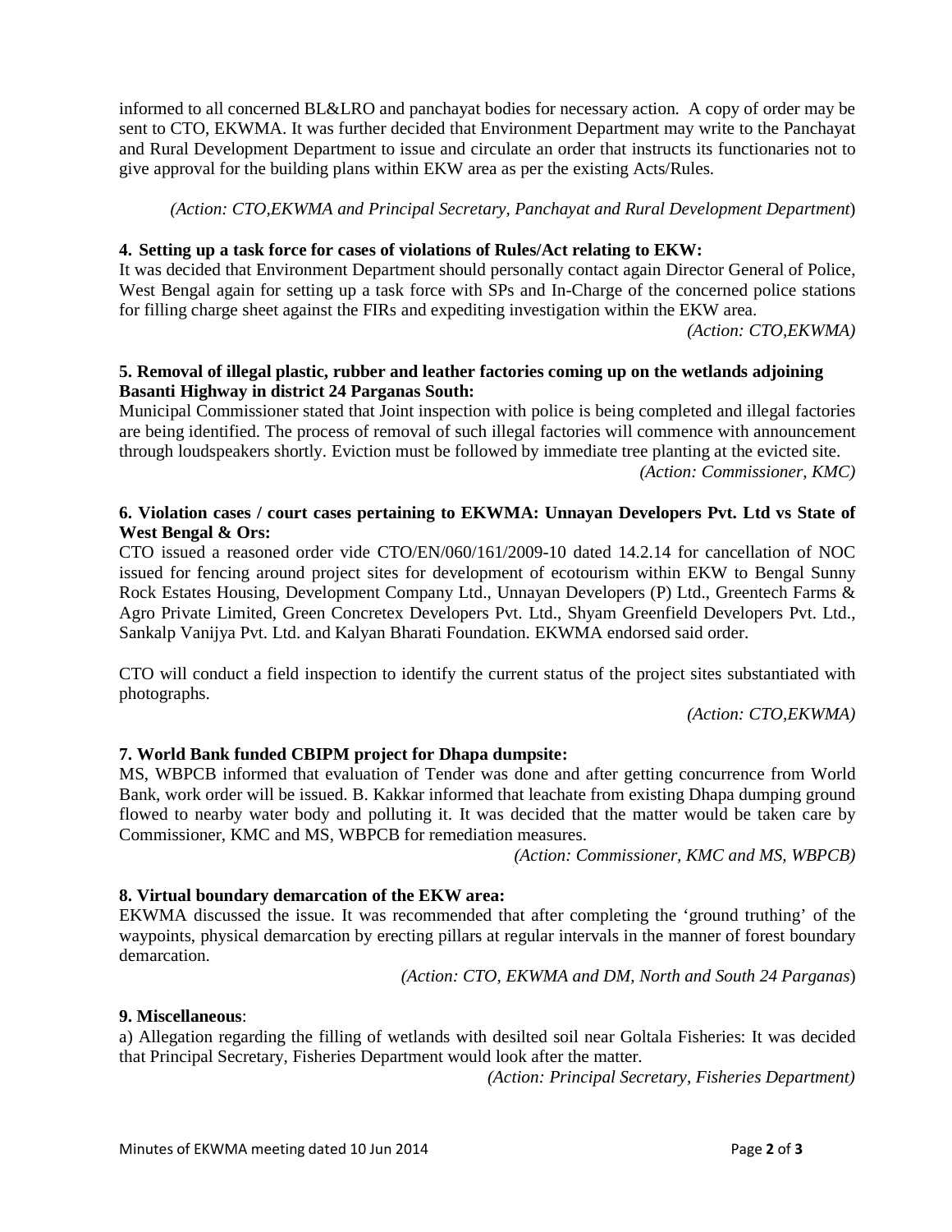informed to all concerned BL&LRO and panchayat bodies for necessary action. A copy of order may be sent to CTO, EKWMA. It was further decided that Environment Department may write to the Panchayat and Rural Development Department to issue and circulate an order that instructs its functionaries not to give approval for the building plans within EKW area as per the existing Acts/Rules.

*(Action: CTO,EKWMA and Principal Secretary, Panchayat and Rural Development Department*)

**4. Setting up a task force for cases of violations of Rules/Act relating to EKW:**

It was decided that Environment Department should personally contact again Director General of Police, West Bengal again for setting up a task force with SPs and In-Charge of the concerned police stations for filling charge sheet against the FIRs and expediting investigation within the EKW area.

*(Action: CTO,EKWMA)*

**5. Removal of illegal plastic, rubber and leather factories coming up on the wetlands adjoining Basanti Highway in district 24 Parganas South:**

Municipal Commissioner stated that Joint inspection with police is being completed and illegal factories are being identified. The process of removal of such illegal factories will commence with announcement through loudspeakers shortly. Eviction must be followed by immediate tree planting at the evicted site.

*(Action: Commissioner, KMC)*

**6. Violation cases / court cases pertaining to EKWMA: Unnayan Developers Pvt. Ltd vs State of West Bengal & Ors:**

CTO issued a reasoned order vide CTO/EN/060/161/2009-10 dated 14.2.14 for cancellation of NOC issued for fencing around project sites for development of ecotourism within EKW to Bengal Sunny Rock Estates Housing, Development Company Ltd., Unnayan Developers (P) Ltd., Greentech Farms & Agro Private Limited, Green Concretex Developers Pvt. Ltd., Shyam Greenfield Developers Pvt. Ltd., Sankalp Vanijya Pvt. Ltd. and Kalyan Bharati Foundation. EKWMA endorsed said order.

CTO will conduct a field inspection to identify the current status of the project sites substantiated with photographs.

*(Action: CTO,EKWMA)*

**7. World Bank funded CBIPM project for Dhapa dumpsite:**

MS, WBPCB informed that evaluation of Tender was done and after getting concurrence from World Bank, work order will be issued. B. Kakkar informed that leachate from existing Dhapa dumping ground flowed to nearby water body and polluting it. It was decided that the matter would be taken care by Commissioner, KMC and MS, WBPCB for remediation measures.

*(Action: Commissioner, KMC and MS, WBPCB)*

**8. Virtual boundary demarcation of the EKW area:**

EKWMA discussed the issue. It was recommended that after completing the 'ground truthing' of the waypoints, physical demarcation by erecting pillars at regular intervals in the manner of forest boundary demarcation.

*(Action: CTO, EKWMA and DM, North and South 24 Parganas*)

**9. Miscellaneous**:

a) Allegation regarding the filling of wetlands with desilted soil near Goltala Fisheries: It was decided that Principal Secretary, Fisheries Department would look after the matter.

*(Action: Principal Secretary, Fisheries Department)*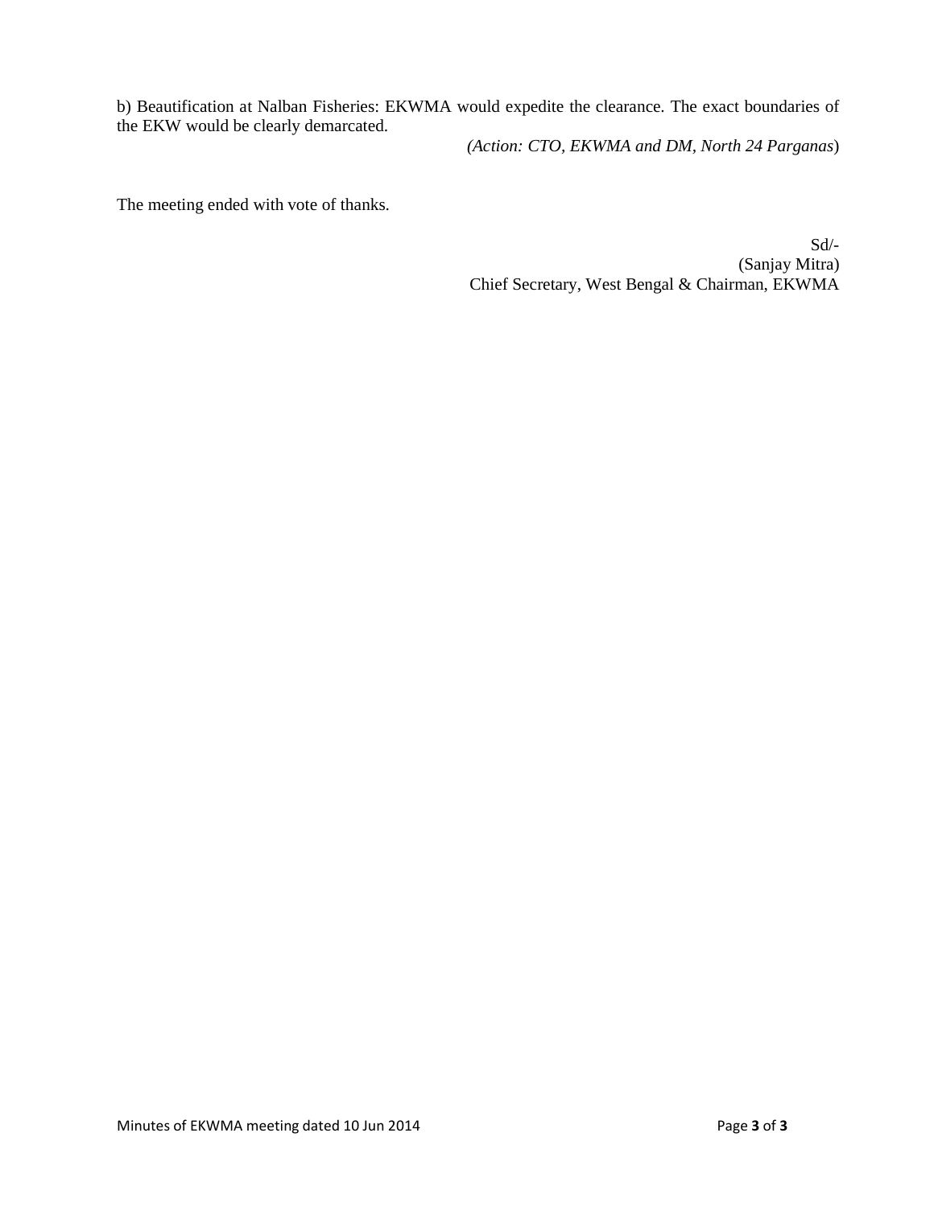b) Beautification at Nalban Fisheries: EKWMA would expedite the clearance. The exact boundaries of the EKW would be clearly demarcated.

*(Action: CTO, EKWMA and DM, North 24 Parganas*)

The meeting ended with vote of thanks.

Sd/-
(Sanjay Mitra)
Chief Secretary, West Bengal & Chairman, EKWMA